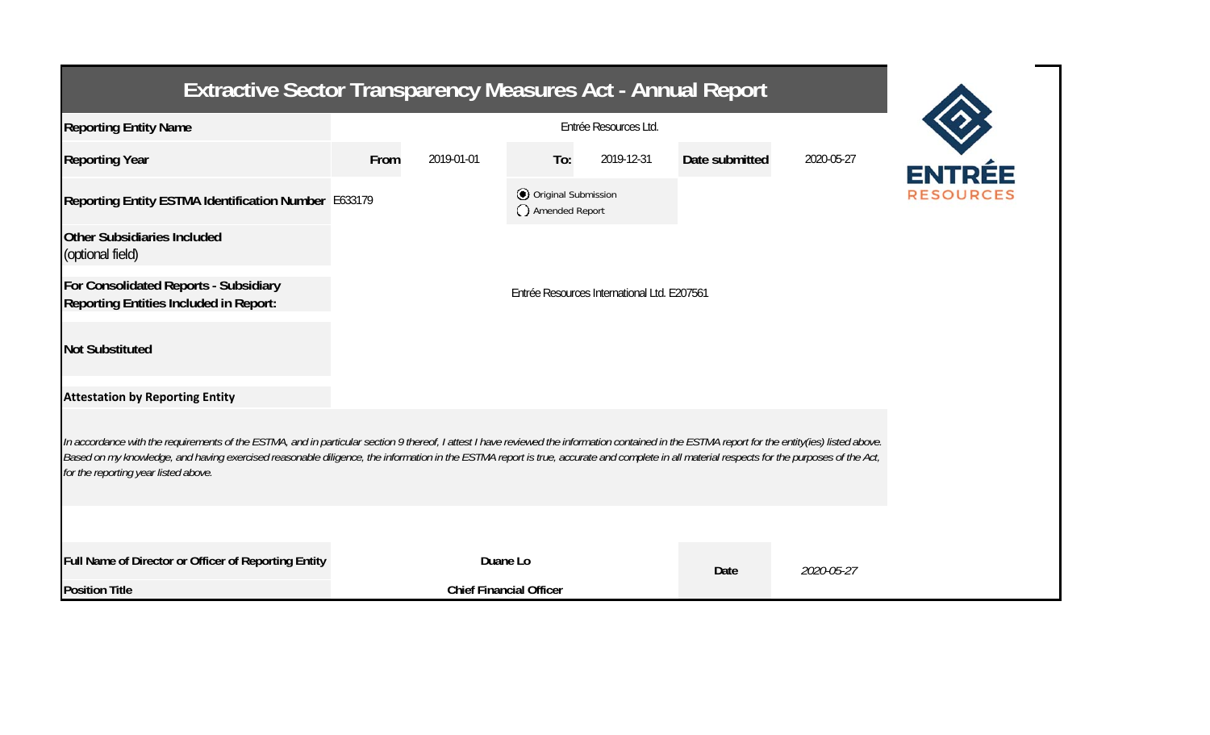# Extractive Sector Transparency Measures Act - Annual Report

| | | | | | | |
|---|---|---|---|---|---|---|
| **Reporting Entity Name** | Entrée Resources Ltd. | | | | | |
| **Reporting Year** | **From** | 2019-01-01 | **To:** | 2019-12-31 | **Date submitted** | 2020-05-27 |
| **Reporting Entity ESTMA Identification Number** | E633179 | | (●) Original Submission<br>( ) Amended Report | | | |
| **Other Subsidiaries Included** (optional field) | | | | | | |
| **For Consolidated Reports - Subsidiary Reporting Entities Included in Report:** | Entrée Resources International Ltd. E207561 | | | | | |
| **Not Substituted** | | | | | | |

**Attestation by Reporting Entity**

*In accordance with the requirements of the ESTMA, and in particular section 9 thereof, I attest I have reviewed the information contained in the ESTMA report for the entity(ies) listed above. Based on my knowledge, and having exercised reasonable diligence, the information in the ESTMA report is true, accurate and complete in all material respects for the purposes of the Act, for the reporting year listed above.*

| | | | |
|---|---|---|---|
| **Full Name of Director or Officer of Reporting Entity** | **Duane Lo** | **Date** | *2020-05-27* |
| **Position Title** | **Chief Financial Officer** | | |

ENTRÉE RESOURCES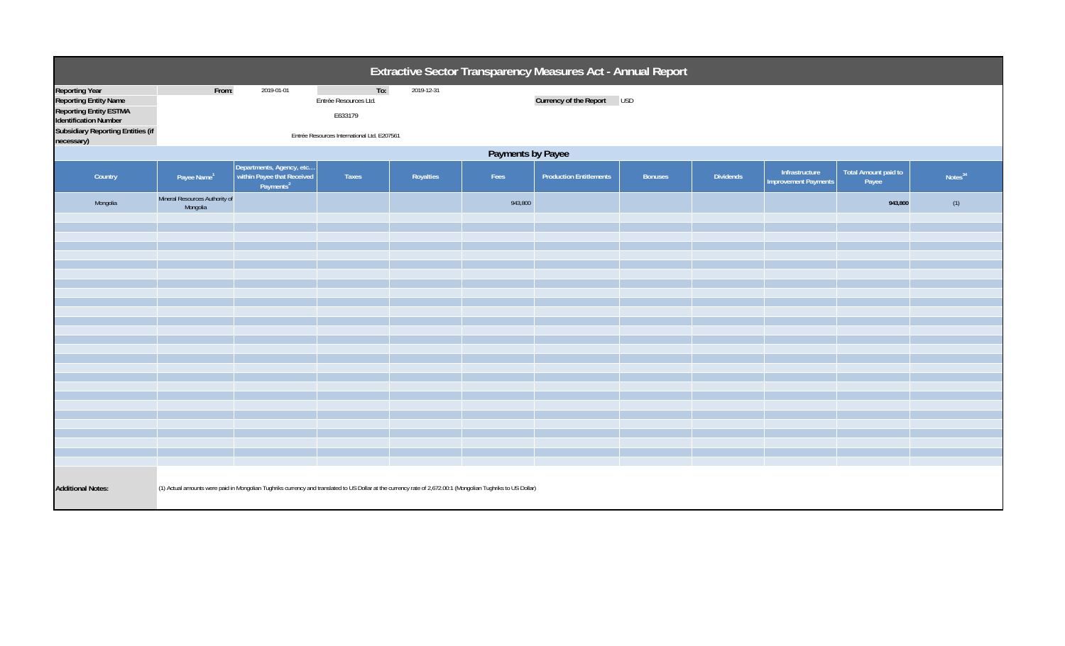# Extractive Sector Transparency Measures Act - Annual Report

| | | | | |
|---|---|---|---|---|
| **Reporting Year** | From: | 2019-01-01 | To: | 2019-12-31 |
| **Reporting Entity Name** | Entrée Resources Ltd. | | **Currency of the Report** | USD |
| **Reporting Entity ESTMA Identification Number** | E633179 | | | |
| **Subsidiary Reporting Entities (if necessary)** | Entrée Resources International Ltd. E207561 | | | |

## Payments by Payee

| Country | Payee Name[1] | Departments, Agency, etc… within Payee that Received Payments[2] | Taxes | Royalties | Fees | Production Entitlements | Bonuses | Dividends | Infrastructure Improvement Payments | Total Amount paid to Payee | Notes[34] |
|---|---|---|---|---|---|---|---|---|---|---|---|
| Mongolia | Mineral Resources Authority of Mongolia | | | | 943,800 | | | | | **943,800** | (1) |

**Additional Notes:**

(1) Actual amounts were paid in Mongolian Tughriks currency and translated to US Dollar at the currency rate of 2,672.00:1 (Mongolian Tughriks to US Dollar)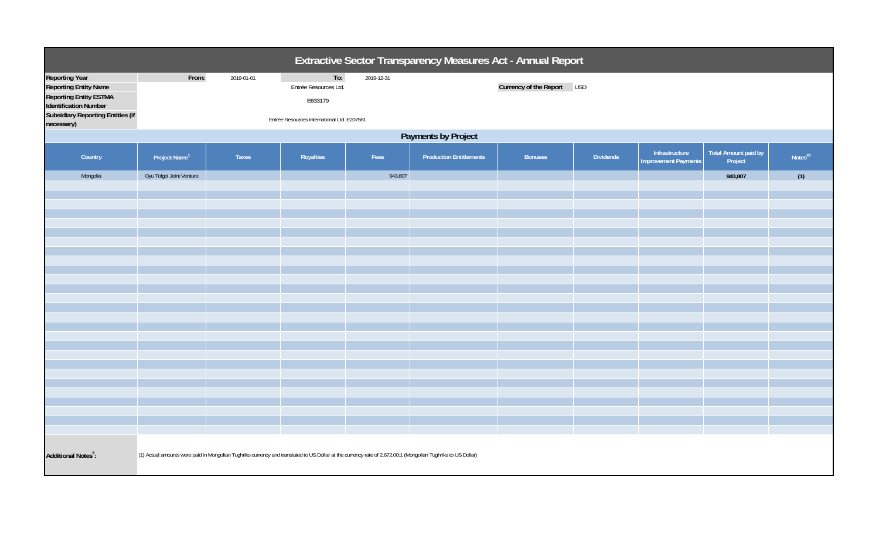# Extractive Sector Transparency Measures Act - Annual Report

| | | | | | |
|---|---|---|---|---|---|
| **Reporting Year** | **From:** | 2019-01-01 | **To:** | 2019-12-31 | |
| **Reporting Entity Name** | | Entrée Resources Ltd. | | **Currency of the Report** | USD |
| **Reporting Entity ESTMA Identification Number** | | E633179 | | | |
| **Subsidiary Reporting Entities (if necessary)** | | Entrée Resources International Ltd. E207561 | | | |

## Payments by Project

| Country | Project Name[1] | Taxes | Royalties | Fees | Production Entitlements | Bonuses | Dividends | Infrastructure Improvement Payments | Total Amount paid by Project | Notes[23] |
|---|---|---|---|---|---|---|---|---|---|---|
| Mongolia | Oyu Tolgoi Joint Venture | | | 943,807 | | | | | **943,807** | **(1)** |

**Additional Notes[3]:** (1) Actual amounts were paid in Mongolian Tughriks currency and translated to US Dollar at the currency rate of 2,672.00:1 (Mongolian Tughriks to US Dollar)